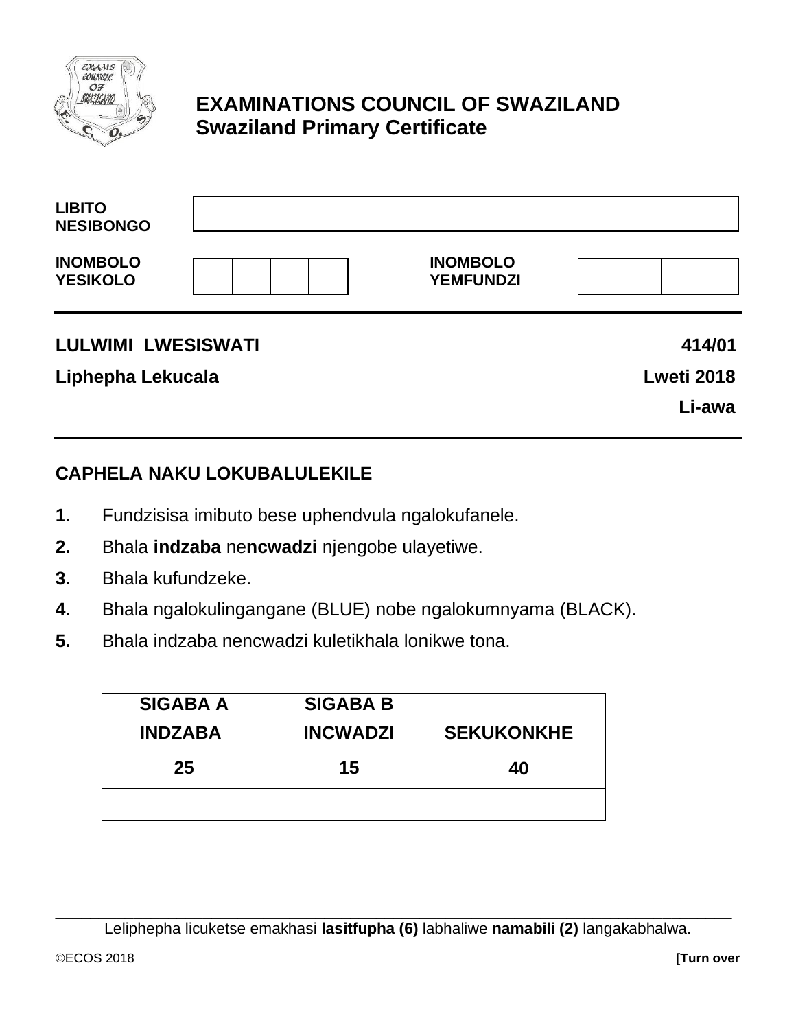# EXAMINATIONS COUNCIL OF SWAZILAND
## Swaziland Primary Certificate

| | |
|---|---|
| **LIBITO NESIBONGO** | |

| **INOMBOLO YESIKOLO** | | | | | **INOMBOLO YEMFUNDZI** | | | | |
|---|---|---|---|---|---|---|---|---|---|

**LULWIMI LWESISWATI** **414/01**

**Liphepha Lekucala** **Lweti 2018**

**Li-awa**

### CAPHELA NAKU LOKUBALULEKILE

1. Fundzisisa imibuto bese uphendvula ngalokufanele.
2. Bhala **indzaba** ne**ncwadzi** njengobe ulayetiwe.
3. Bhala kufundzeke.
4. Bhala ngalokulingangane (BLUE) nobe ngalokumnyama (BLACK).
5. Bhala indzaba nencwadzi kuletikhala lonikwe tona.

| SIGABA A | SIGABA B | |
|---|---|---|
| **INDZABA** | **INCWADZI** | **SEKUKONKHE** |
| **25** | **15** | **40** |
| | | |

Leliphepha licuketse emakhasi **lasitfupha (6)** labhaliwe **namabili (2)** langakabhalwa.

©ECOS 2018

**[Turn over**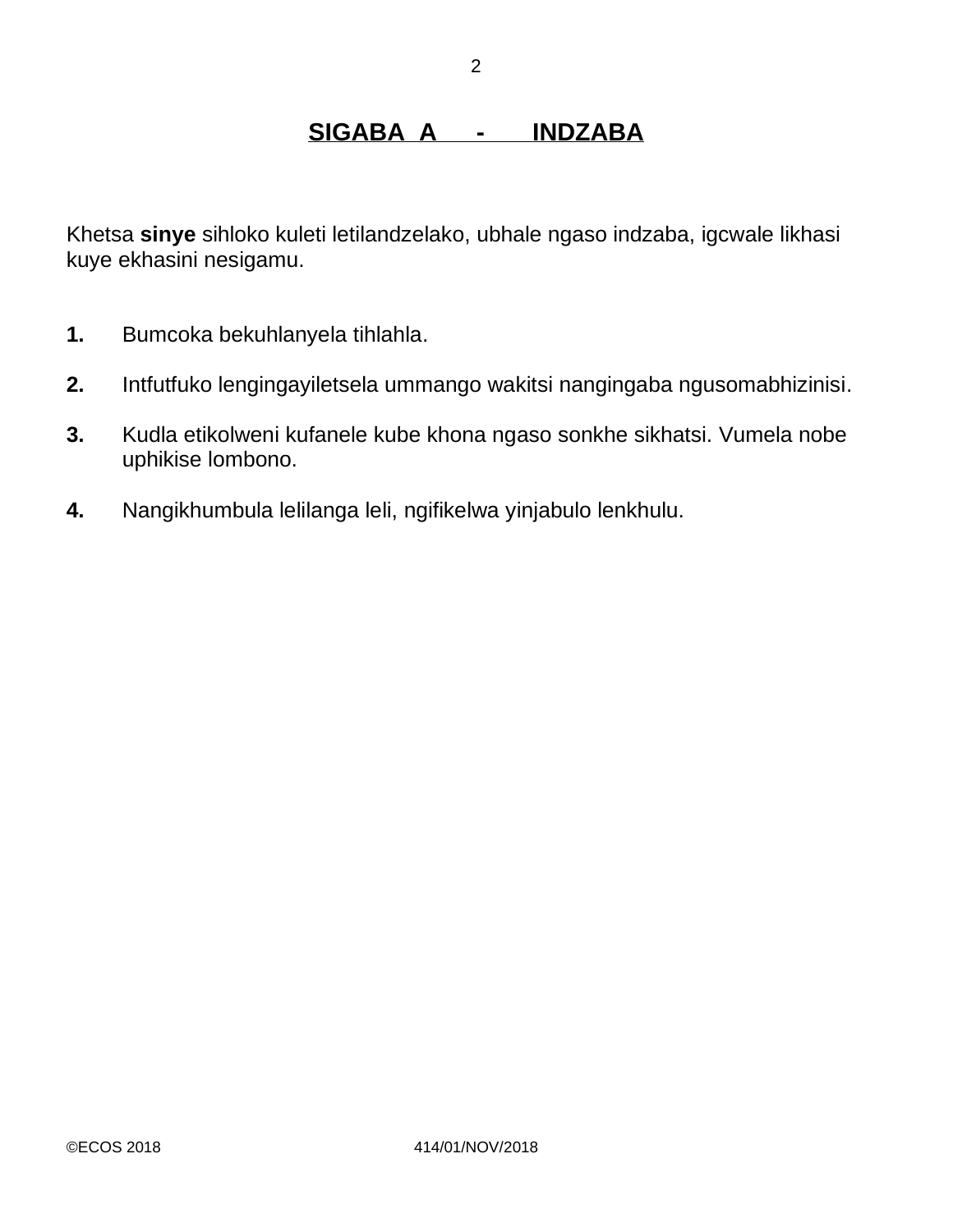## SIGABA A - INDZABA

Khetsa **sinye** sihloko kuleti letilandzelako, ubhale ngaso indzaba, igcwale likhasi kuye ekhasini nesigamu.

**1.** Bumcoka bekuhlanyela tihlahla.

**2.** Intfutfuko lengingayiletsela ummango wakitsi nangingaba ngusomabhizinisi.

**3.** Kudla etikolweni kufanele kube khona ngaso sonkhe sikhatsi. Vumela nobe uphikise lombono.

**4.** Nangikhumbula lelilanga leli, ngifikelwa yinjabulo lenkhulu.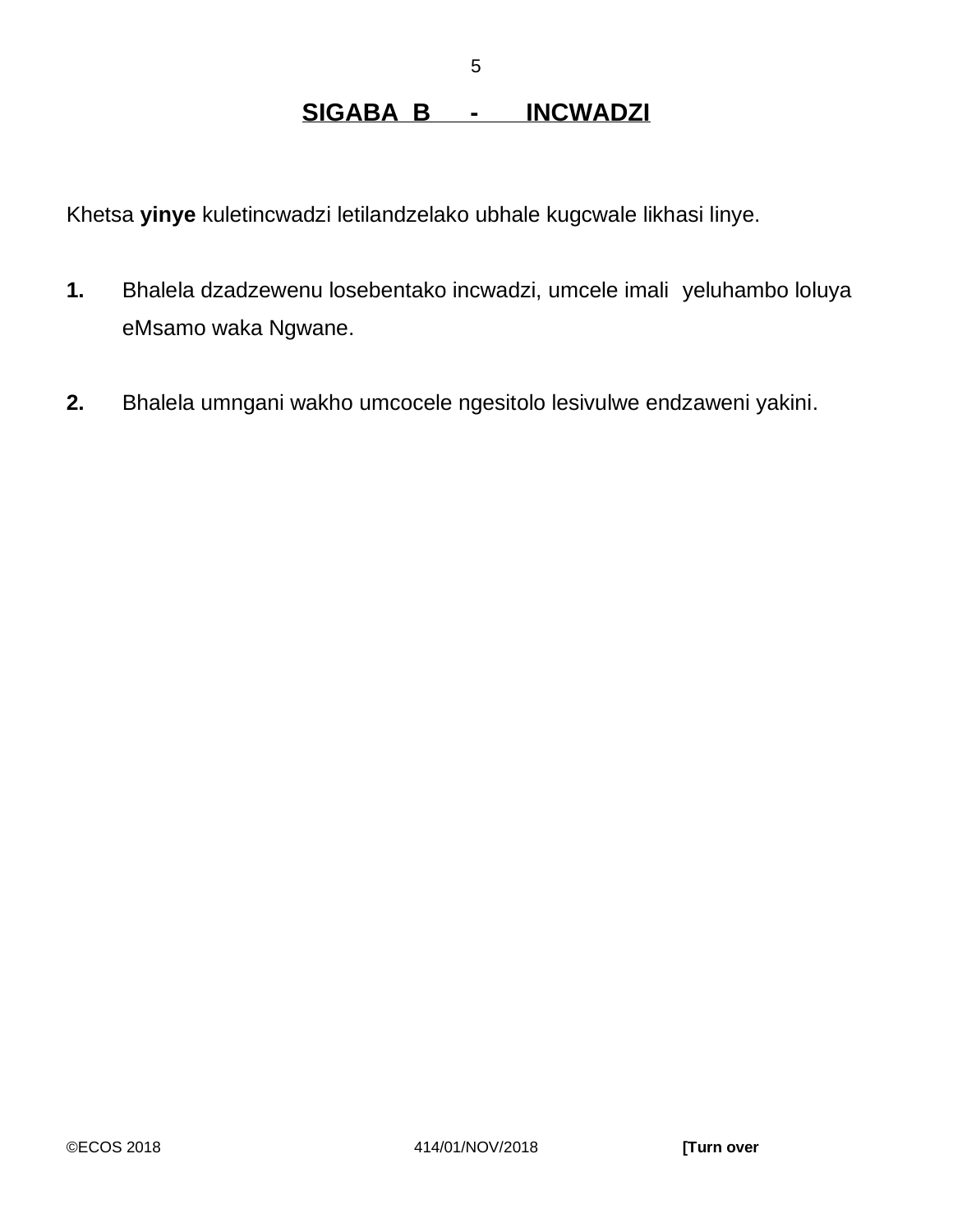## SIGABA B - INCWADZI

Khetsa **yinye** kuletincwadzi letilandzelako ubhale kugcwale likhasi linye.

**1.** Bhalela dzadzewenu losebentako incwadzi, umcele imali yeluhambo loluya eMsamo waka Ngwane.

**2.** Bhalela umngani wakho umcocele ngesitolo lesivulwe endzaweni yakini.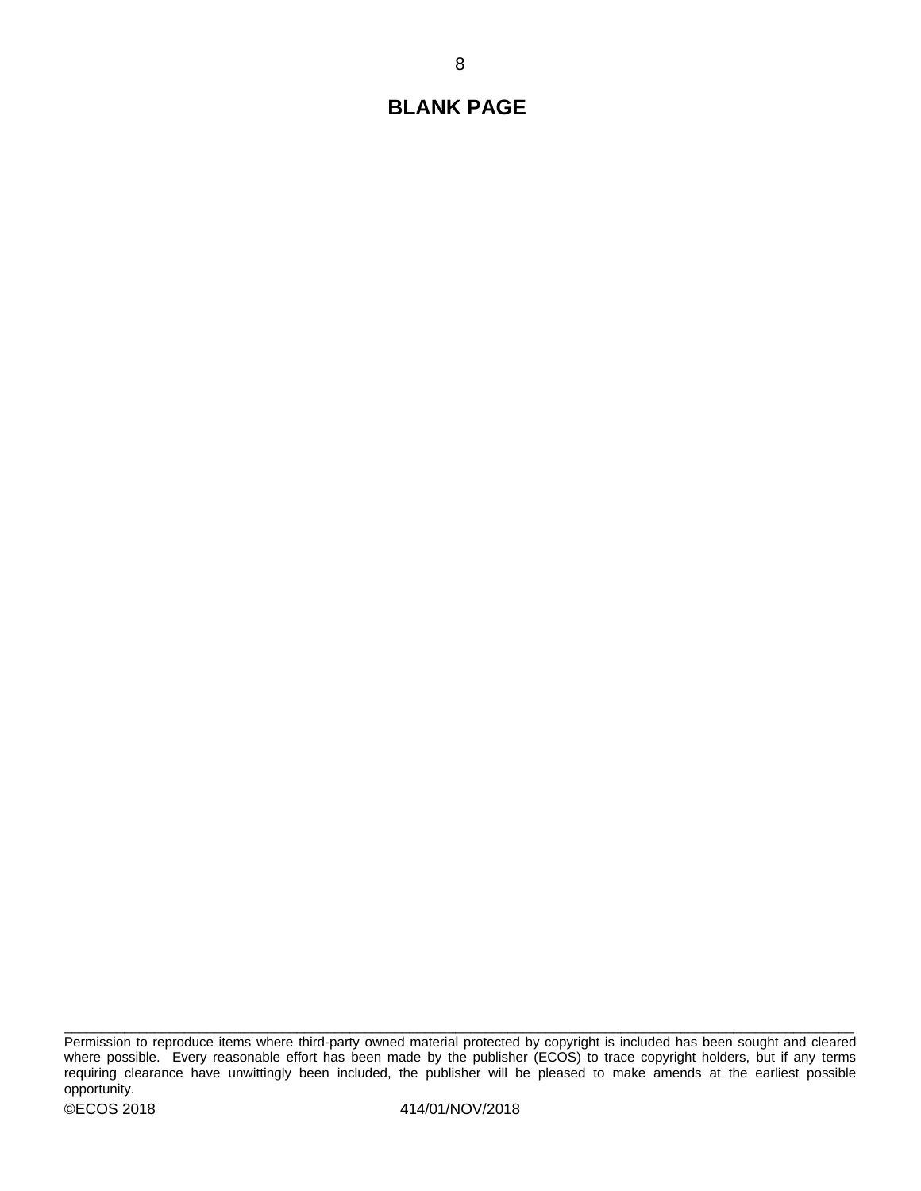**BLANK PAGE**

Permission to reproduce items where third-party owned material protected by copyright is included has been sought and cleared where possible. Every reasonable effort has been made by the publisher (ECOS) to trace copyright holders, but if any terms requiring clearance have unwittingly been included, the publisher will be pleased to make amends at the earliest possible opportunity.

©ECOS 2018 414/01/NOV/2018